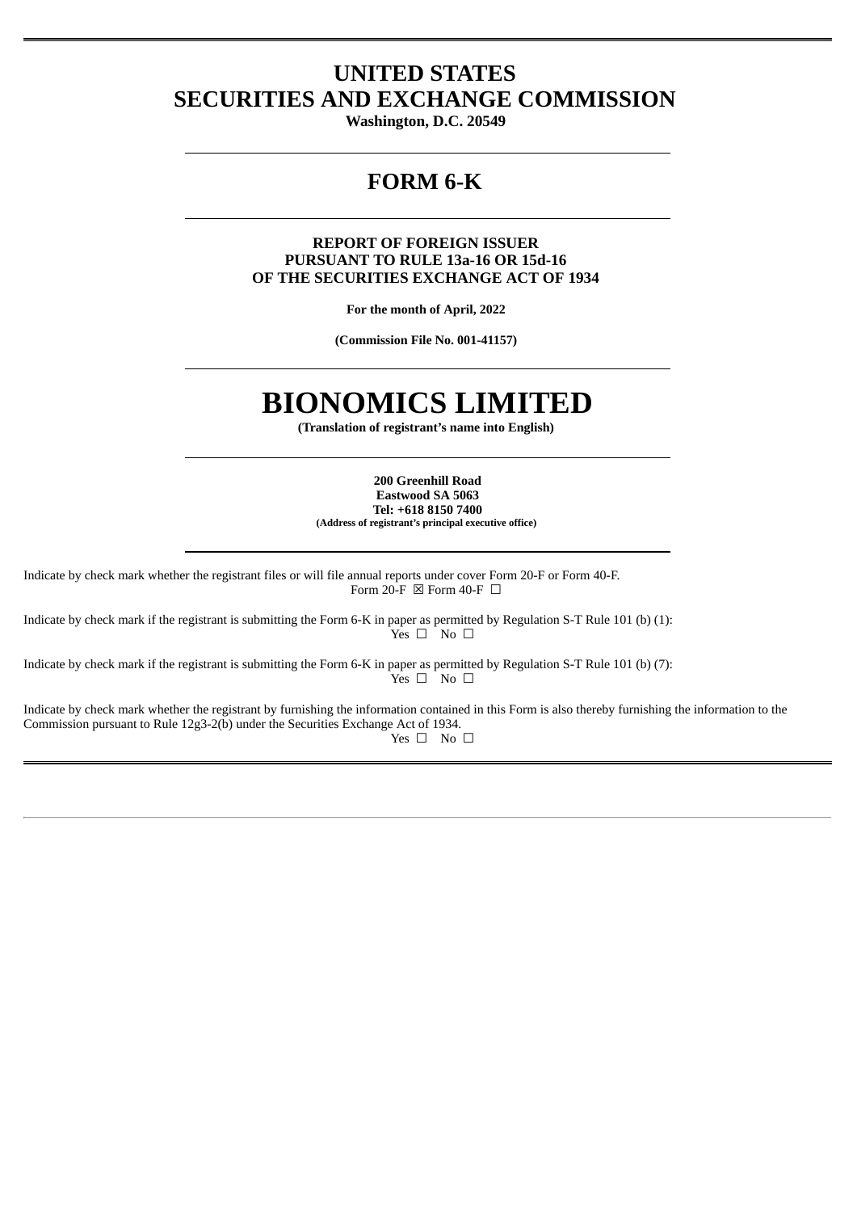# UNITED STATES
# SECURITIES AND EXCHANGE COMMISSION

**Washington, D.C. 20549**

---

# FORM 6-K

---

**REPORT OF FOREIGN ISSUER**
**PURSUANT TO RULE 13a-16 OR 15d-16**
**OF THE SECURITIES EXCHANGE ACT OF 1934**

**For the month of April, 2022**

**(Commission File No. 001-41157)**

---

# BIONOMICS LIMITED

**(Translation of registrant's name into English)**

---

**200 Greenhill Road**
**Eastwood SA 5063**
**Tel: +618 8150 7400**
**(Address of registrant's principal executive office)**

---

Indicate by check mark whether the registrant files or will file annual reports under cover Form 20-F or Form 40-F.
Form 20-F ☒ Form 40-F ☐

Indicate by check mark if the registrant is submitting the Form 6-K in paper as permitted by Regulation S-T Rule 101 (b) (1):
Yes ☐ No ☐

Indicate by check mark if the registrant is submitting the Form 6-K in paper as permitted by Regulation S-T Rule 101 (b) (7):
Yes ☐ No ☐

Indicate by check mark whether the registrant by furnishing the information contained in this Form is also thereby furnishing the information to the Commission pursuant to Rule 12g3-2(b) under the Securities Exchange Act of 1934.
Yes ☐ No ☐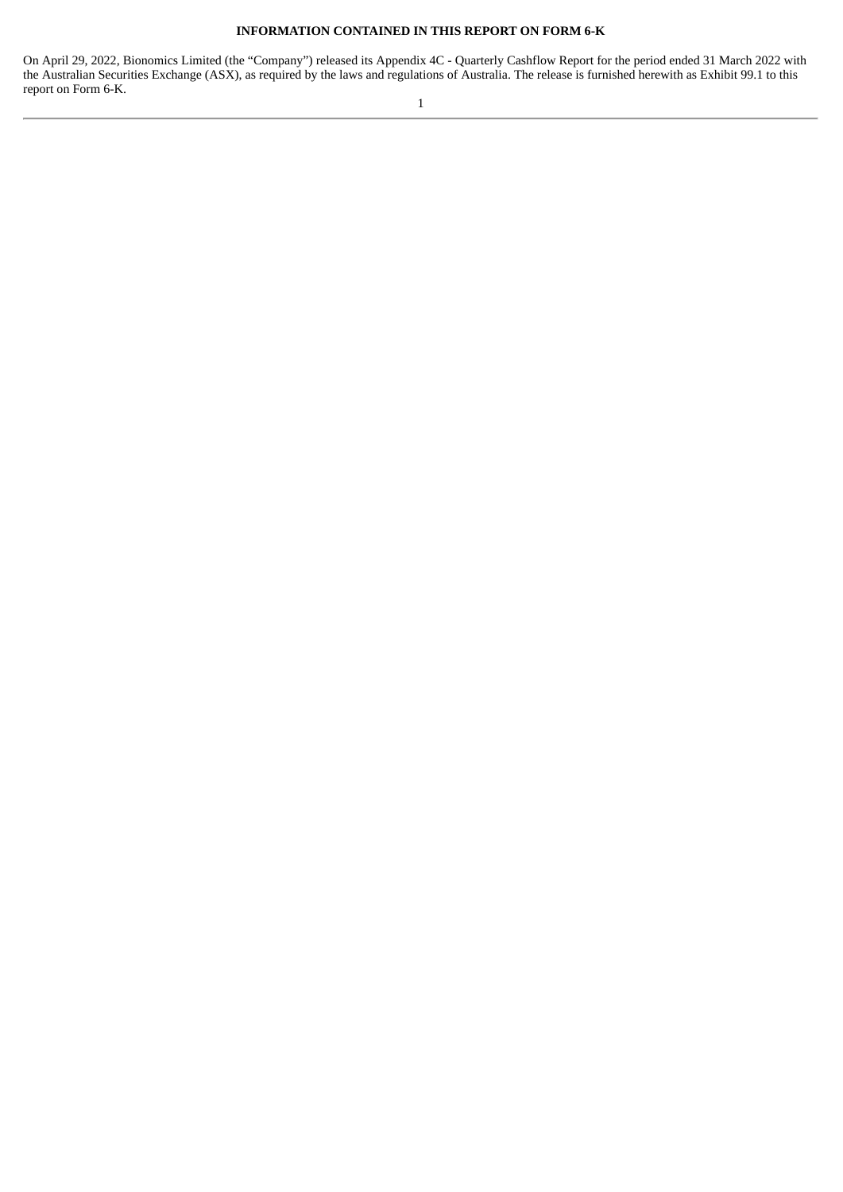**INFORMATION CONTAINED IN THIS REPORT ON FORM 6-K**

On April 29, 2022, Bionomics Limited (the "Company") released its Appendix 4C - Quarterly Cashflow Report for the period ended 31 March 2022 with the Australian Securities Exchange (ASX), as required by the laws and regulations of Australia. The release is furnished herewith as Exhibit 99.1 to this report on Form 6-K.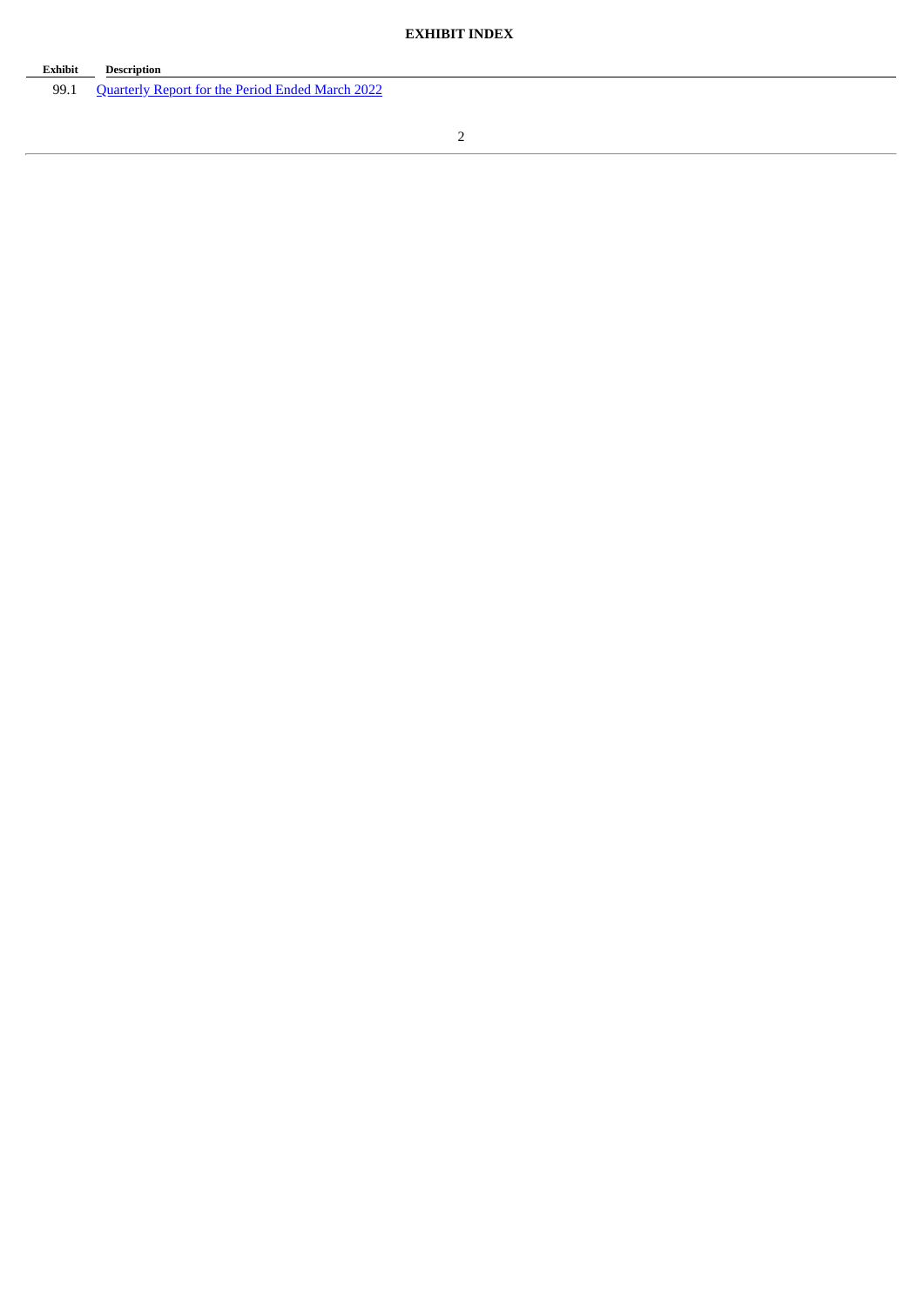**EXHIBIT INDEX**

| Exhibit | Description |
| --- | --- |
| 99.1 | Quarterly Report for the Period Ended March 2022 |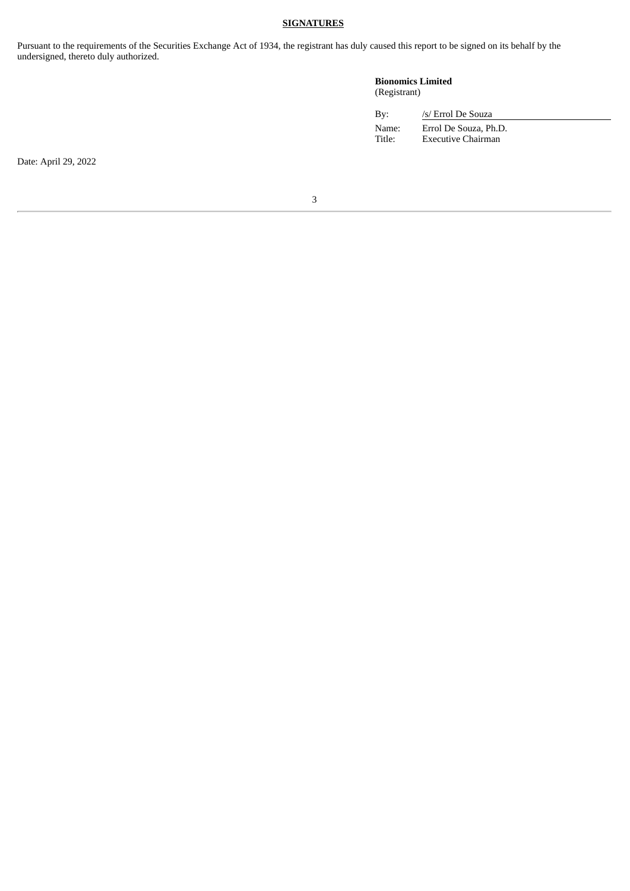**SIGNATURES**

Pursuant to the requirements of the Securities Exchange Act of 1934, the registrant has duly caused this report to be signed on its behalf by the undersigned, thereto duly authorized.

**Bionomics Limited**
(Registrant)

| | |
|---|---|
| By: | /s/ Errol De Souza |
| Name: | Errol De Souza, Ph.D. |
| Title: | Executive Chairman |

Date: April 29, 2022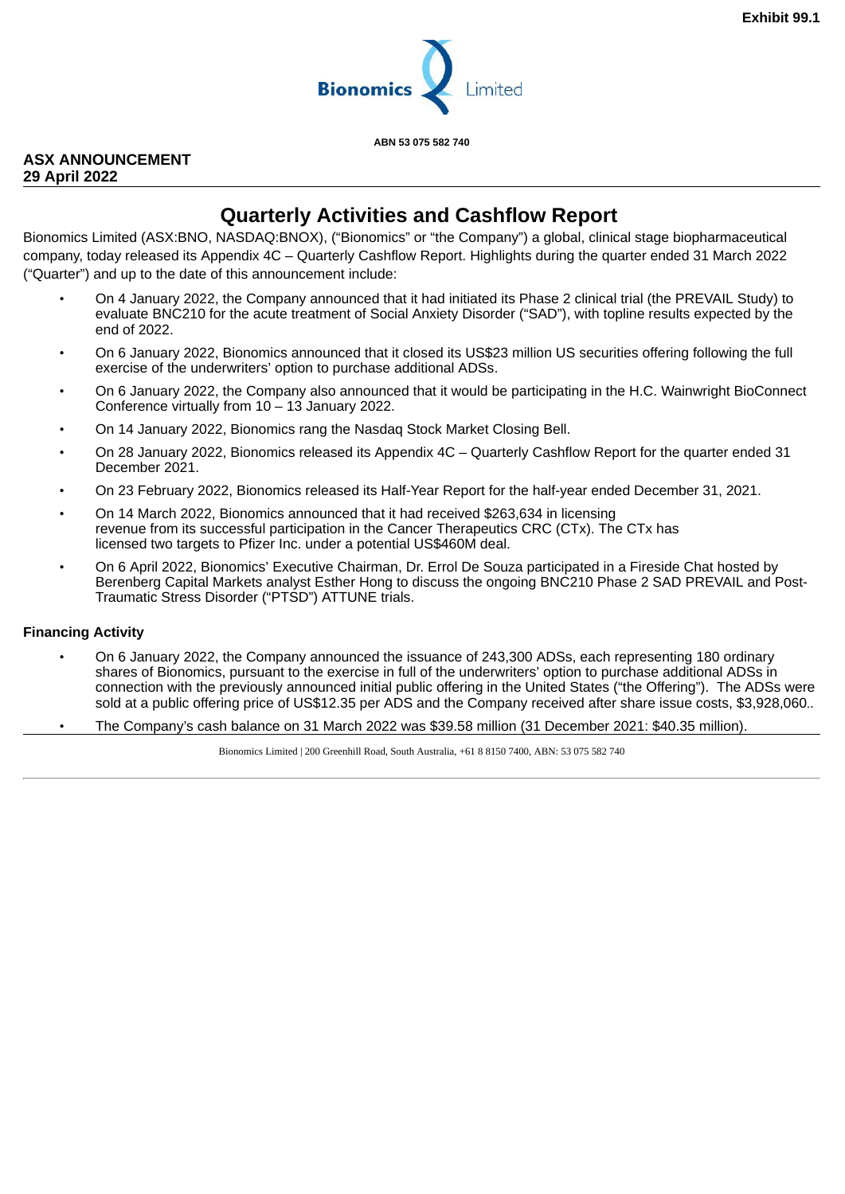Exhibit 99.1

Bionomics Limited

ABN 53 075 582 740

**ASX ANNOUNCEMENT**
**29 April 2022**

# Quarterly Activities and Cashflow Report

Bionomics Limited (ASX:BNO, NASDAQ:BNOX), ("Bionomics" or "the Company") a global, clinical stage biopharmaceutical company, today released its Appendix 4C – Quarterly Cashflow Report. Highlights during the quarter ended 31 March 2022 ("Quarter") and up to the date of this announcement include:

- On 4 January 2022, the Company announced that it had initiated its Phase 2 clinical trial (the PREVAIL Study) to evaluate BNC210 for the acute treatment of Social Anxiety Disorder ("SAD"), with topline results expected by the end of 2022.
- On 6 January 2022, Bionomics announced that it closed its US$23 million US securities offering following the full exercise of the underwriters' option to purchase additional ADSs.
- On 6 January 2022, the Company also announced that it would be participating in the H.C. Wainwright BioConnect Conference virtually from 10 – 13 January 2022.
- On 14 January 2022, Bionomics rang the Nasdaq Stock Market Closing Bell.
- On 28 January 2022, Bionomics released its Appendix 4C – Quarterly Cashflow Report for the quarter ended 31 December 2021.
- On 23 February 2022, Bionomics released its Half-Year Report for the half-year ended December 31, 2021.
- On 14 March 2022, Bionomics announced that it had received $263,634 in licensing revenue from its successful participation in the Cancer Therapeutics CRC (CTx). The CTx has licensed two targets to Pfizer Inc. under a potential US$460M deal.
- On 6 April 2022, Bionomics' Executive Chairman, Dr. Errol De Souza participated in a Fireside Chat hosted by Berenberg Capital Markets analyst Esther Hong to discuss the ongoing BNC210 Phase 2 SAD PREVAIL and Post-Traumatic Stress Disorder ("PTSD") ATTUNE trials.

**Financing Activity**

- On 6 January 2022, the Company announced the issuance of 243,300 ADSs, each representing 180 ordinary shares of Bionomics, pursuant to the exercise in full of the underwriters' option to purchase additional ADSs in connection with the previously announced initial public offering in the United States ("the Offering"). The ADSs were sold at a public offering price of US$12.35 per ADS and the Company received after share issue costs, $3,928,060..
- The Company's cash balance on 31 March 2022 was $39.58 million (31 December 2021: $40.35 million).

Bionomics Limited | 200 Greenhill Road, South Australia, +61 8 8150 7400, ABN: 53 075 582 740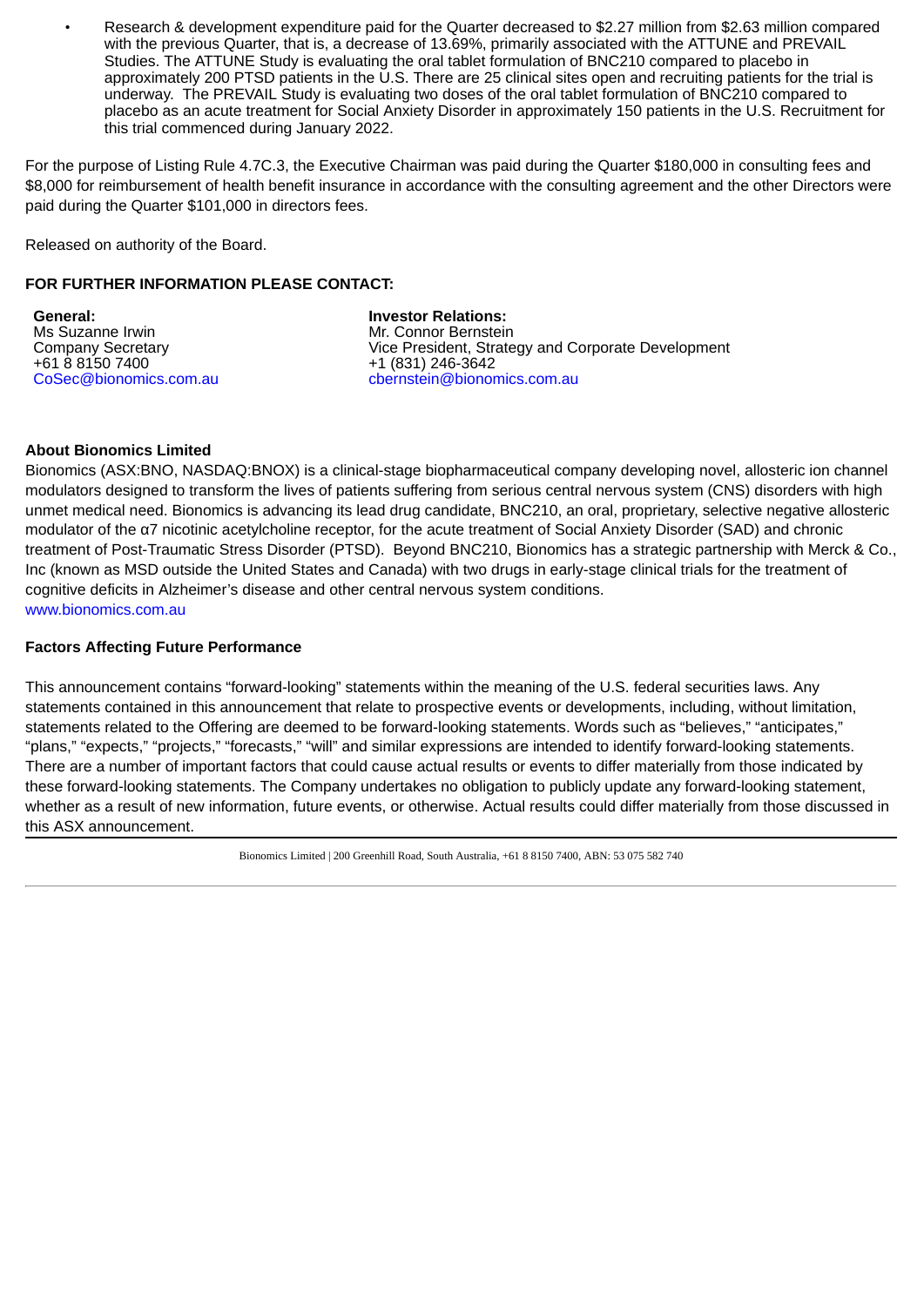- Research & development expenditure paid for the Quarter decreased to $2.27 million from $2.63 million compared with the previous Quarter, that is, a decrease of 13.69%, primarily associated with the ATTUNE and PREVAIL Studies. The ATTUNE Study is evaluating the oral tablet formulation of BNC210 compared to placebo in approximately 200 PTSD patients in the U.S. There are 25 clinical sites open and recruiting patients for the trial is underway. The PREVAIL Study is evaluating two doses of the oral tablet formulation of BNC210 compared to placebo as an acute treatment for Social Anxiety Disorder in approximately 150 patients in the U.S. Recruitment for this trial commenced during January 2022.

For the purpose of Listing Rule 4.7C.3, the Executive Chairman was paid during the Quarter $180,000 in consulting fees and $8,000 for reimbursement of health benefit insurance in accordance with the consulting agreement and the other Directors were paid during the Quarter $101,000 in directors fees.

Released on authority of the Board.

**FOR FURTHER INFORMATION PLEASE CONTACT:**

**General:**
Ms Suzanne Irwin
Company Secretary
+61 8 8150 7400
CoSec@bionomics.com.au

**Investor Relations:**
Mr. Connor Bernstein
Vice President, Strategy and Corporate Development
+1 (831) 246-3642
cbernstein@bionomics.com.au

**About Bionomics Limited**

Bionomics (ASX:BNO, NASDAQ:BNOX) is a clinical-stage biopharmaceutical company developing novel, allosteric ion channel modulators designed to transform the lives of patients suffering from serious central nervous system (CNS) disorders with high unmet medical need. Bionomics is advancing its lead drug candidate, BNC210, an oral, proprietary, selective negative allosteric modulator of the α7 nicotinic acetylcholine receptor, for the acute treatment of Social Anxiety Disorder (SAD) and chronic treatment of Post-Traumatic Stress Disorder (PTSD). Beyond BNC210, Bionomics has a strategic partnership with Merck & Co., Inc (known as MSD outside the United States and Canada) with two drugs in early-stage clinical trials for the treatment of cognitive deficits in Alzheimer's disease and other central nervous system conditions.
www.bionomics.com.au

**Factors Affecting Future Performance**

This announcement contains "forward-looking" statements within the meaning of the U.S. federal securities laws. Any statements contained in this announcement that relate to prospective events or developments, including, without limitation, statements related to the Offering are deemed to be forward-looking statements. Words such as "believes," "anticipates," "plans," "expects," "projects," "forecasts," "will" and similar expressions are intended to identify forward-looking statements. There are a number of important factors that could cause actual results or events to differ materially from those indicated by these forward-looking statements. The Company undertakes no obligation to publicly update any forward-looking statement, whether as a result of new information, future events, or otherwise. Actual results could differ materially from those discussed in this ASX announcement.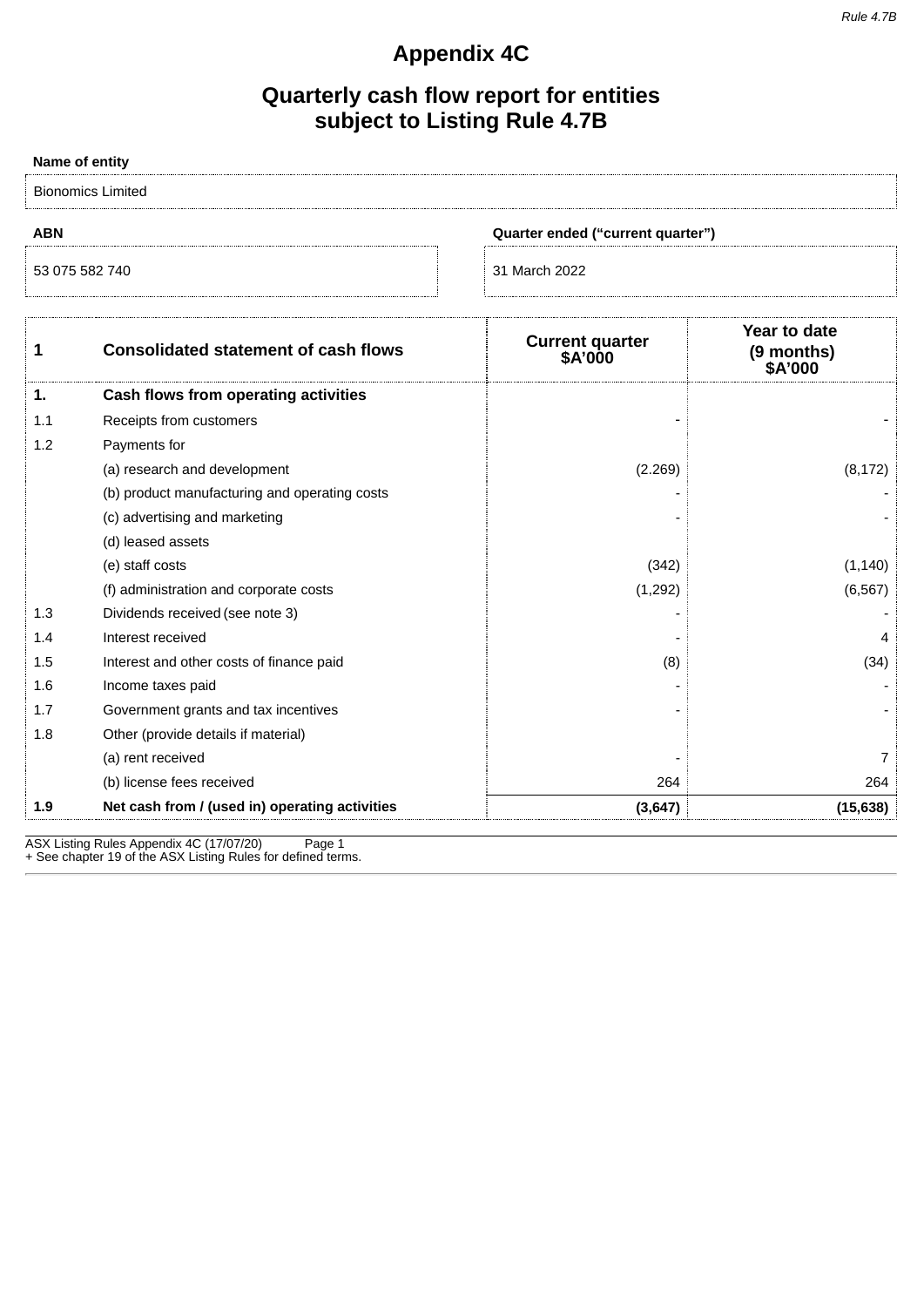*Rule 4.7B*

# Appendix 4C

## Quarterly cash flow report for entities subject to Listing Rule 4.7B

**Name of entity**

Bionomics Limited

| ABN | Quarter ended ("current quarter") |
|---|---|
| 53 075 582 740 | 31 March 2022 |

| 1 | Consolidated statement of cash flows | Current quarter $A'000 | Year to date (9 months) $A'000 |
|---|---|---|---|
| **1.** | **Cash flows from operating activities** | | |
| 1.1 | Receipts from customers | - | - |
| 1.2 | Payments for | | |
| | (a) research and development | (2.269) | (8,172) |
| | (b) product manufacturing and operating costs | - | - |
| | (c) advertising and marketing | - | - |
| | (d) leased assets | | |
| | (e) staff costs | (342) | (1,140) |
| | (f) administration and corporate costs | (1,292) | (6,567) |
| 1.3 | Dividends received (see note 3) | - | - |
| 1.4 | Interest received | - | 4 |
| 1.5 | Interest and other costs of finance paid | (8) | (34) |
| 1.6 | Income taxes paid | - | - |
| 1.7 | Government grants and tax incentives | - | - |
| 1.8 | Other (provide details if material) | | |
| | (a) rent received | - | 7 |
| | (b) license fees received | 264 | 264 |
| **1.9** | **Net cash from / (used in) operating activities** | **(3,647)** | **(15,638)** |

ASX Listing Rules Appendix 4C (17/07/20)
+ See chapter 19 of the ASX Listing Rules for defined terms.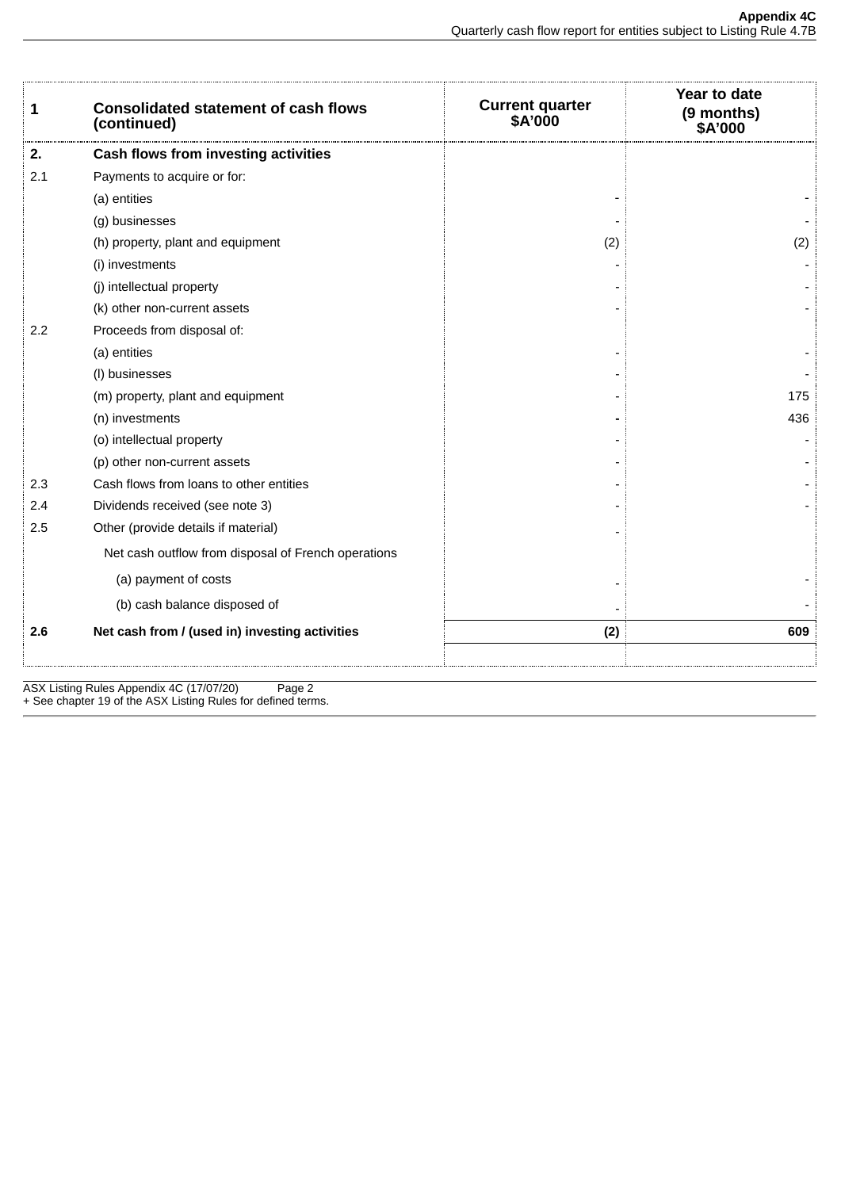| 1 | Consolidated statement of cash flows (continued) | Current quarter $A'000 | Year to date (9 months) $A'000 |
|---|---|---|---|
| **2.** | **Cash flows from investing activities** | | |
| 2.1 | Payments to acquire or for: | | |
| | (a) entities | - | - |
| | (g) businesses | - | - |
| | (h) property, plant and equipment | (2) | (2) |
| | (i) investments | - | - |
| | (j) intellectual property | - | - |
| | (k) other non-current assets | - | - |
| 2.2 | Proceeds from disposal of: | | |
| | (a) entities | - | - |
| | (l) businesses | - | - |
| | (m) property, plant and equipment | - | 175 |
| | (n) investments | - | 436 |
| | (o) intellectual property | - | - |
| | (p) other non-current assets | - | - |
| 2.3 | Cash flows from loans to other entities | - | - |
| 2.4 | Dividends received (see note 3) | - | - |
| 2.5 | Other (provide details if material) | - | |
| | Net cash outflow from disposal of French operations | | |
| | (a) payment of costs | - | - |
| | (b) cash balance disposed of | - | - |
| **2.6** | **Net cash from / (used in) investing activities** | **(2)** | **609** |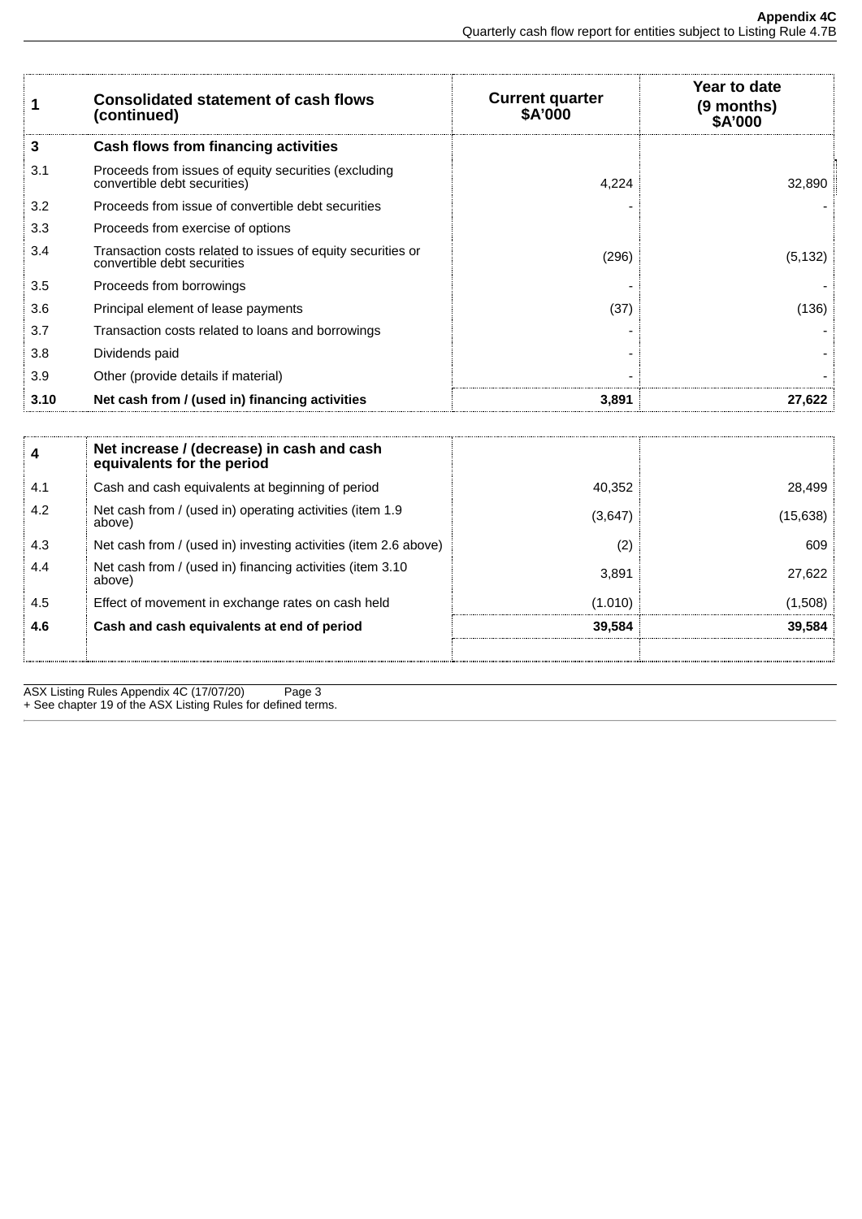| 1 | Consolidated statement of cash flows (continued) | Current quarter $A'000 | Year to date (9 months) $A'000 |
|---|---|---|---|
| **3** | **Cash flows from financing activities** | | |
| 3.1 | Proceeds from issues of equity securities (excluding convertible debt securities) | 4,224 | 32,890 |
| 3.2 | Proceeds from issue of convertible debt securities | - | - |
| 3.3 | Proceeds from exercise of options | | |
| 3.4 | Transaction costs related to issues of equity securities or convertible debt securities | (296) | (5,132) |
| 3.5 | Proceeds from borrowings | - | - |
| 3.6 | Principal element of lease payments | (37) | (136) |
| 3.7 | Transaction costs related to loans and borrowings | - | - |
| 3.8 | Dividends paid | - | - |
| 3.9 | Other (provide details if material) | - | - |
| **3.10** | **Net cash from / (used in) financing activities** | **3,891** | **27,622** |

| 4 | Net increase / (decrease) in cash and cash equivalents for the period | | |
|---|---|---|---|
| 4.1 | Cash and cash equivalents at beginning of period | 40,352 | 28,499 |
| 4.2 | Net cash from / (used in) operating activities (item 1.9 above) | (3,647) | (15,638) |
| 4.3 | Net cash from / (used in) investing activities (item 2.6 above) | (2) | 609 |
| 4.4 | Net cash from / (used in) financing activities (item 3.10 above) | 3,891 | 27,622 |
| 4.5 | Effect of movement in exchange rates on cash held | (1.010) | (1,508) |
| **4.6** | **Cash and cash equivalents at end of period** | **39,584** | **39,584** |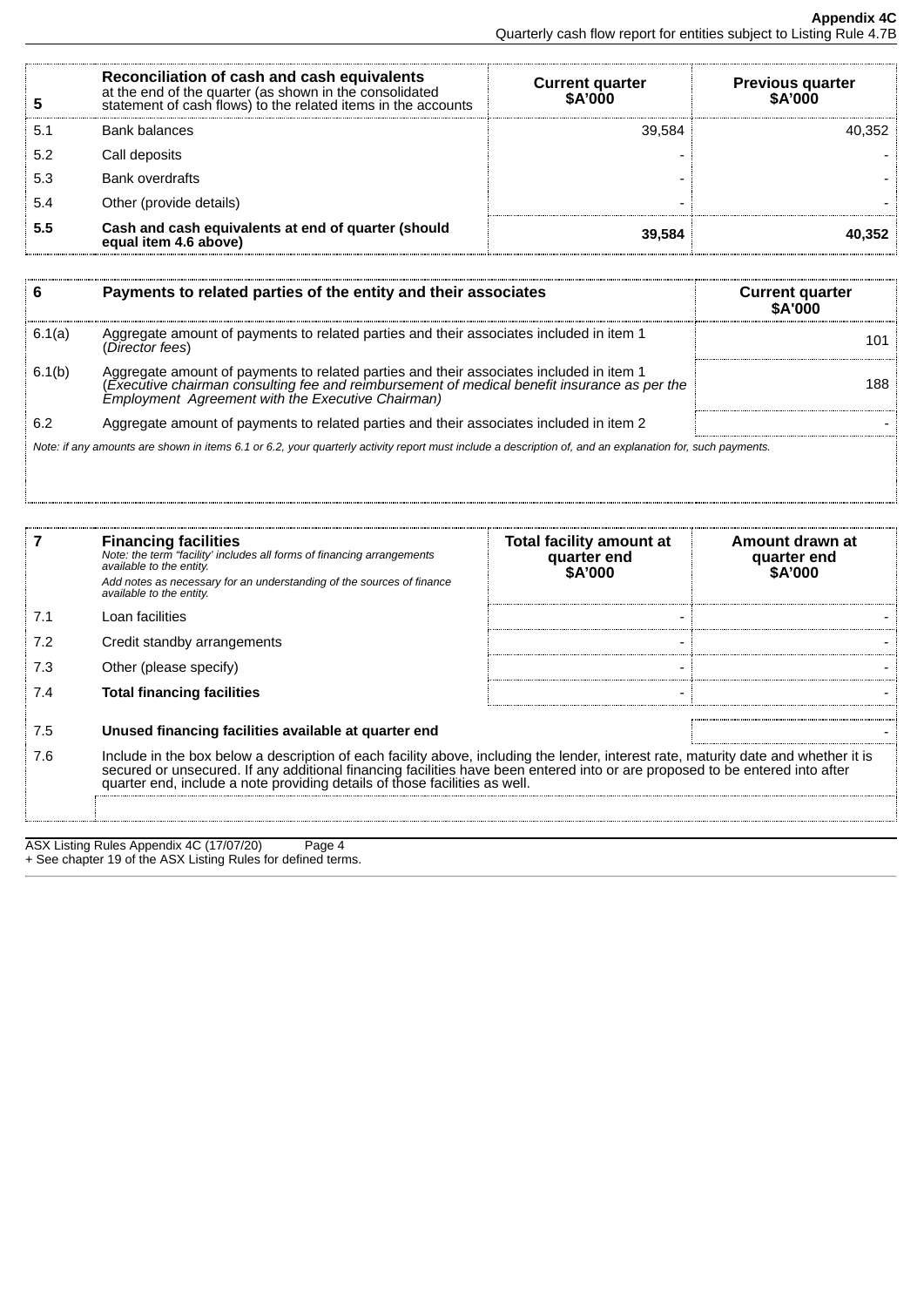| 5 | **Reconciliation of cash and cash equivalents** at the end of the quarter (as shown in the consolidated statement of cash flows) to the related items in the accounts | **Current quarter $A'000** | **Previous quarter $A'000** |
|---|---|---|---|
| 5.1 | Bank balances | 39,584 | 40,352 |
| 5.2 | Call deposits | - | - |
| 5.3 | Bank overdrafts | - | - |
| 5.4 | Other (provide details) | - | - |
| **5.5** | **Cash and cash equivalents at end of quarter (should equal item 4.6 above)** | **39,584** | **40,352** |

| 6 | **Payments to related parties of the entity and their associates** | **Current quarter $A'000** |
|---|---|---|
| 6.1(a) | Aggregate amount of payments to related parties and their associates included in item 1 (*Director fees*) | 101 |
| 6.1(b) | Aggregate amount of payments to related parties and their associates included in item 1 (*Executive chairman consulting fee and reimbursement of medical benefit insurance as per the Employment Agreement with the Executive Chairman)* | 188 |
| 6.2 | Aggregate amount of payments to related parties and their associates included in item 2 | - |

*Note: if any amounts are shown in items 6.1 or 6.2, your quarterly activity report must include a description of, and an explanation for, such payments.*

| 7 | **Financing facilities** *Note: the term "facility' includes all forms of financing arrangements available to the entity.* *Add notes as necessary for an understanding of the sources of finance available to the entity.* | **Total facility amount at quarter end $A'000** | **Amount drawn at quarter end $A'000** |
|---|---|---|---|
| 7.1 | Loan facilities | - | - |
| 7.2 | Credit standby arrangements | - | - |
| 7.3 | Other (please specify) | - | - |
| 7.4 | **Total financing facilities** | - | - |
| 7.5 | **Unused financing facilities available at quarter end** | | - |
| 7.6 | Include in the box below a description of each facility above, including the lender, interest rate, maturity date and whether it is secured or unsecured. If any additional financing facilities have been entered into or are proposed to be entered into after quarter end, include a note providing details of those facilities as well. | | |

ASX Listing Rules Appendix 4C (17/07/20)

+ See chapter 19 of the ASX Listing Rules for defined terms.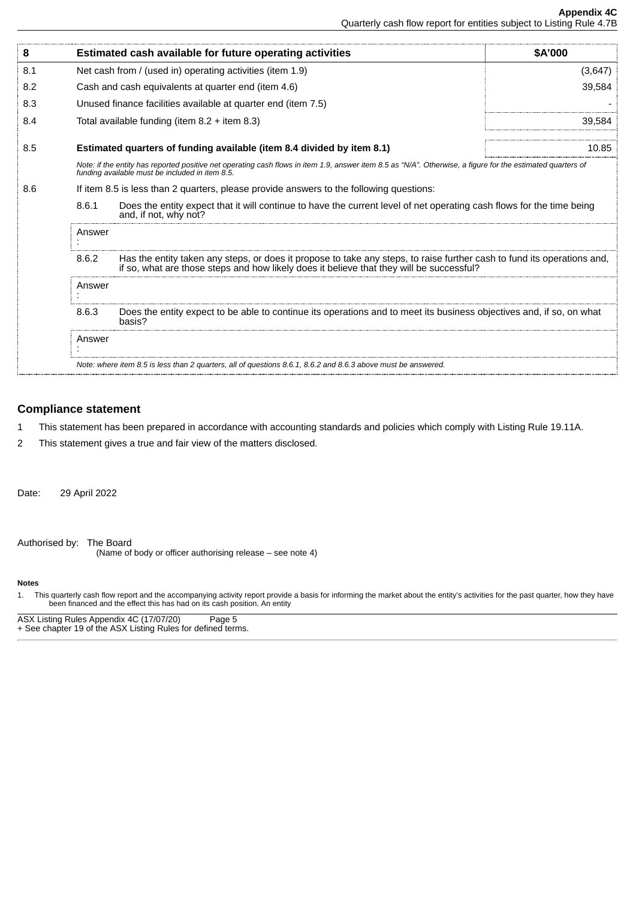| 8 | Estimated cash available for future operating activities | $A'000 |
|---|---|---|
| 8.1 | Net cash from / (used in) operating activities (item 1.9) | (3,647) |
| 8.2 | Cash and cash equivalents at quarter end (item 4.6) | 39,584 |
| 8.3 | Unused finance facilities available at quarter end (item 7.5) | - |
| 8.4 | Total available funding (item 8.2 + item 8.3) | 39,584 |
| 8.5 | **Estimated quarters of funding available (item 8.4 divided by item 8.1)** | 10.85 |
| | *Note: if the entity has reported positive net operating cash flows in item 1.9, answer item 8.5 as "N/A". Otherwise, a figure for the estimated quarters of funding available must be included in item 8.5.* | |
| 8.6 | If item 8.5 is less than 2 quarters, please provide answers to the following questions: | |
| | 8.6.1 Does the entity expect that it will continue to have the current level of net operating cash flows for the time being and, if not, why not? | |
| | Answer: | |
| | 8.6.2 Has the entity taken any steps, or does it propose to take any steps, to raise further cash to fund its operations and, if so, what are those steps and how likely does it believe that they will be successful? | |
| | Answer: | |
| | 8.6.3 Does the entity expect to be able to continue its operations and to meet its business objectives and, if so, on what basis? | |
| | Answer: | |
| | *Note: where item 8.5 is less than 2 quarters, all of questions 8.6.1, 8.6.2 and 8.6.3 above must be answered.* | |

## Compliance statement

1. This statement has been prepared in accordance with accounting standards and policies which comply with Listing Rule 19.11A.
2. This statement gives a true and fair view of the matters disclosed.

Date: 29 April 2022

Authorised by: The Board
(Name of body or officer authorising release – see note 4)

**Notes**

1. This quarterly cash flow report and the accompanying activity report provide a basis for informing the market about the entity's activities for the past quarter, how they have been financed and the effect this has had on its cash position. An entity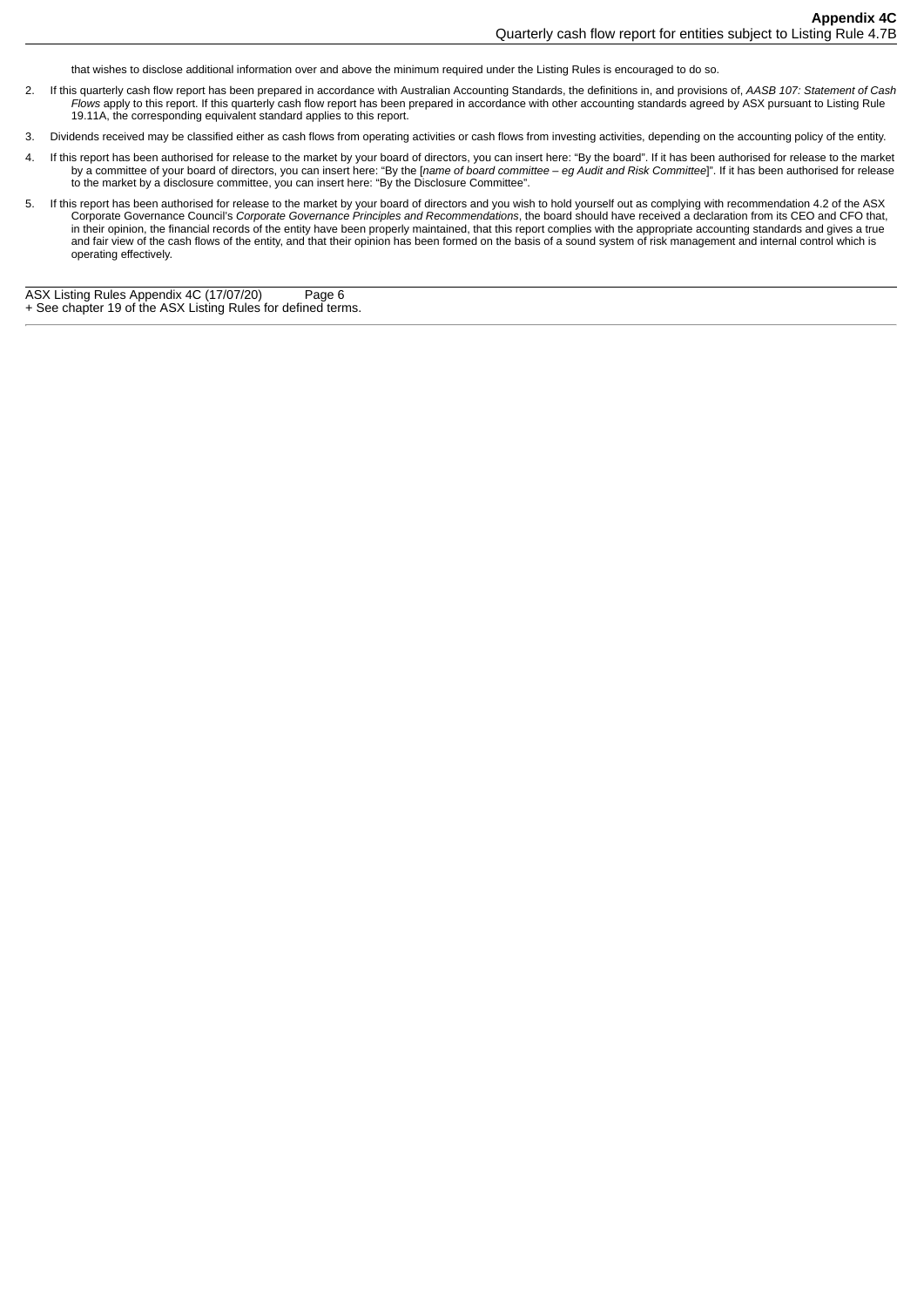that wishes to disclose additional information over and above the minimum required under the Listing Rules is encouraged to do so.

2. If this quarterly cash flow report has been prepared in accordance with Australian Accounting Standards, the definitions in, and provisions of, *AASB 107: Statement of Cash Flows* apply to this report. If this quarterly cash flow report has been prepared in accordance with other accounting standards agreed by ASX pursuant to Listing Rule 19.11A, the corresponding equivalent standard applies to this report.

3. Dividends received may be classified either as cash flows from operating activities or cash flows from investing activities, depending on the accounting policy of the entity.

4. If this report has been authorised for release to the market by your board of directors, you can insert here: "By the board". If it has been authorised for release to the market by a committee of your board of directors, you can insert here: "By the [*name of board committee – eg Audit and Risk Committee*]". If it has been authorised for release to the market by a disclosure committee, you can insert here: "By the Disclosure Committee".

5. If this report has been authorised for release to the market by your board of directors and you wish to hold yourself out as complying with recommendation 4.2 of the ASX Corporate Governance Council's *Corporate Governance Principles and Recommendations*, the board should have received a declaration from its CEO and CFO that, in their opinion, the financial records of the entity have been properly maintained, that this report complies with the appropriate accounting standards and gives a true and fair view of the cash flows of the entity, and that their opinion has been formed on the basis of a sound system of risk management and internal control which is operating effectively.